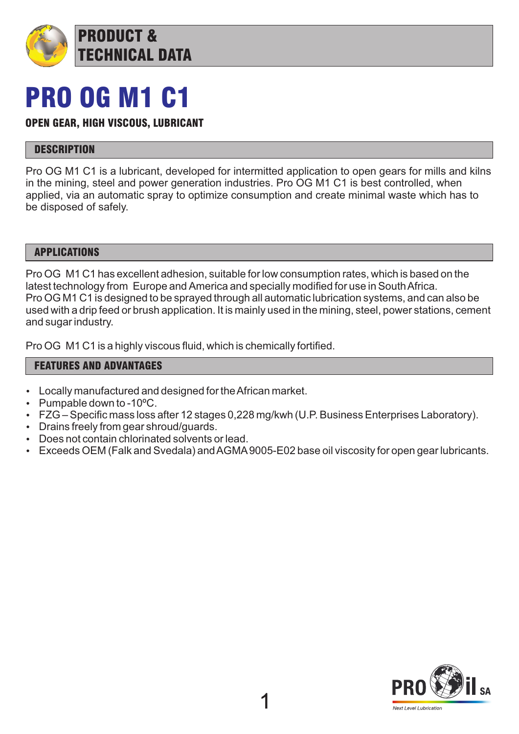# PRODUCT & TECHNICAL DATA

# PRO OG M1 C1

**OPEN GEAR, HIGH VISCOUS, LUBRICANT**

## DESCRIPTION

Pro OG M1 C1 is a lubricant, developed for intermitted application to open gears for mills and kilns in the mining, steel and power generation industries. Pro OG M1 C1 is best controlled, when applied, via an automatic spray to optimize consumption and create minimal waste which has to be disposed of safely.

## APPLICATIONS

Pro OG M1 C1 has excellent adhesion, suitable for low consumption rates, which is based on the latest technology from Europe and America and specially modified for use in South Africa.
Pro OG M1 C1 is designed to be sprayed through all automatic lubrication systems, and can also be used with a drip feed or brush application. It is mainly used in the mining, steel, power stations, cement and sugar industry.

Pro OG M1 C1 is a highly viscous fluid, which is chemically fortified.

## FEATURES AND ADVANTAGES

- Locally manufactured and designed for the African market.
- Pumpable down to -10ºC.
- FZG – Specific mass loss after 12 stages 0,228 mg/kwh (U.P. Business Enterprises Laboratory).
- Drains freely from gear shroud/guards.
- Does not contain chlorinated solvents or lead.
- Exceeds OEM (Falk and Svedala) and AGMA 9005-E02 base oil viscosity for open gear lubricants.

PRO Oil SA
Next Level Lubrication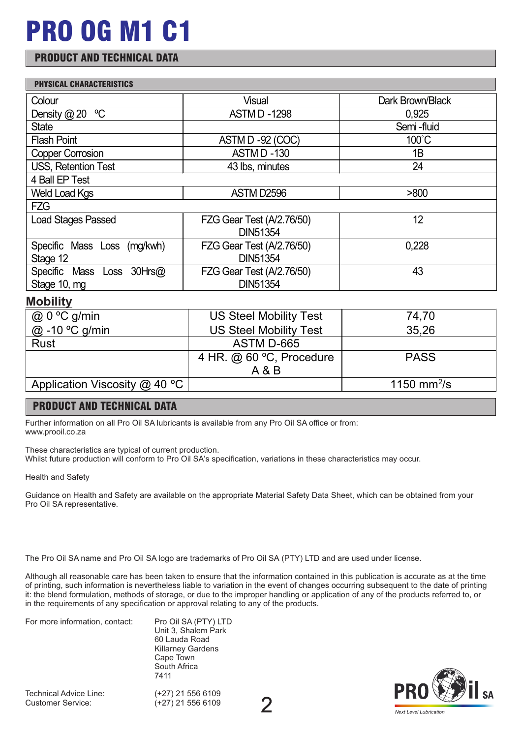# PRO OG M1 C1

## PRODUCT AND TECHNICAL DATA

### PHYSICAL CHARACTERISTICS

| | | |
|---|---|---|
| Colour | Visual | Dark Brown/Black |
| Density @ 20 °C | ASTM D -1298 | 0,925 |
| State | | Semi -fluid |
| Flash Point | ASTM D -92 (COC) | 100˚C |
| Copper Corrosion | ASTM D -130 | 1B |
| USS, Retention Test | 43 lbs, minutes | 24 |
| 4 Ball EP Test | | |
| Weld Load Kgs | ASTM D2596 | >800 |
| FZG | | |
| Load Stages Passed | FZG Gear Test (A/2.76/50) DIN51354 | 12 |
| Specific Mass Loss (mg/kwh) Stage 12 | FZG Gear Test (A/2.76/50) DIN51354 | 0,228 |
| Specific Mass Loss 30Hrs@ Stage 10, mg | FZG Gear Test (A/2.76/50) DIN51354 | 43 |

### Mobility

| | | |
|---|---|---|
| @ 0 °C g/min | US Steel Mobility Test | 74,70 |
| @ -10 °C g/min | US Steel Mobility Test | 35,26 |
| Rust | ASTM D-665 | |
| | 4 HR. @ 60 °C, Procedure A & B | PASS |
| Application Viscosity @ 40 °C | | 1150 $mm^2/s$ |

## PRODUCT AND TECHNICAL DATA

Further information on all Pro Oil SA lubricants is available from any Pro Oil SA office or from:
www.prooil.co.za

These characteristics are typical of current production.
Whilst future production will conform to Pro Oil SA's specification, variations in these characteristics may occur.

Health and Safety

Guidance on Health and Safety are available on the appropriate Material Safety Data Sheet, which can be obtained from your Pro Oil SA representative.

The Pro Oil SA name and Pro Oil SA logo are trademarks of Pro Oil SA (PTY) LTD and are used under license.

Although all reasonable care has been taken to ensure that the information contained in this publication is accurate as at the time of printing, such information is nevertheless liable to variation in the event of changes occurring subsequent to the date of printing it: the blend formulation, methods of storage, or due to the improper handling or application of any of the products referred to, or in the requirements of any specification or approval relating to any of the products.

For more information, contact:
Pro Oil SA (PTY) LTD
Unit 3, Shalem Park
60 Lauda Road
Killarney Gardens
Cape Town
South Africa
7411

Technical Advice Line: (+27) 21 556 6109
Customer Service: (+27) 21 556 6109

PRO Oil SA
Next Level Lubrication